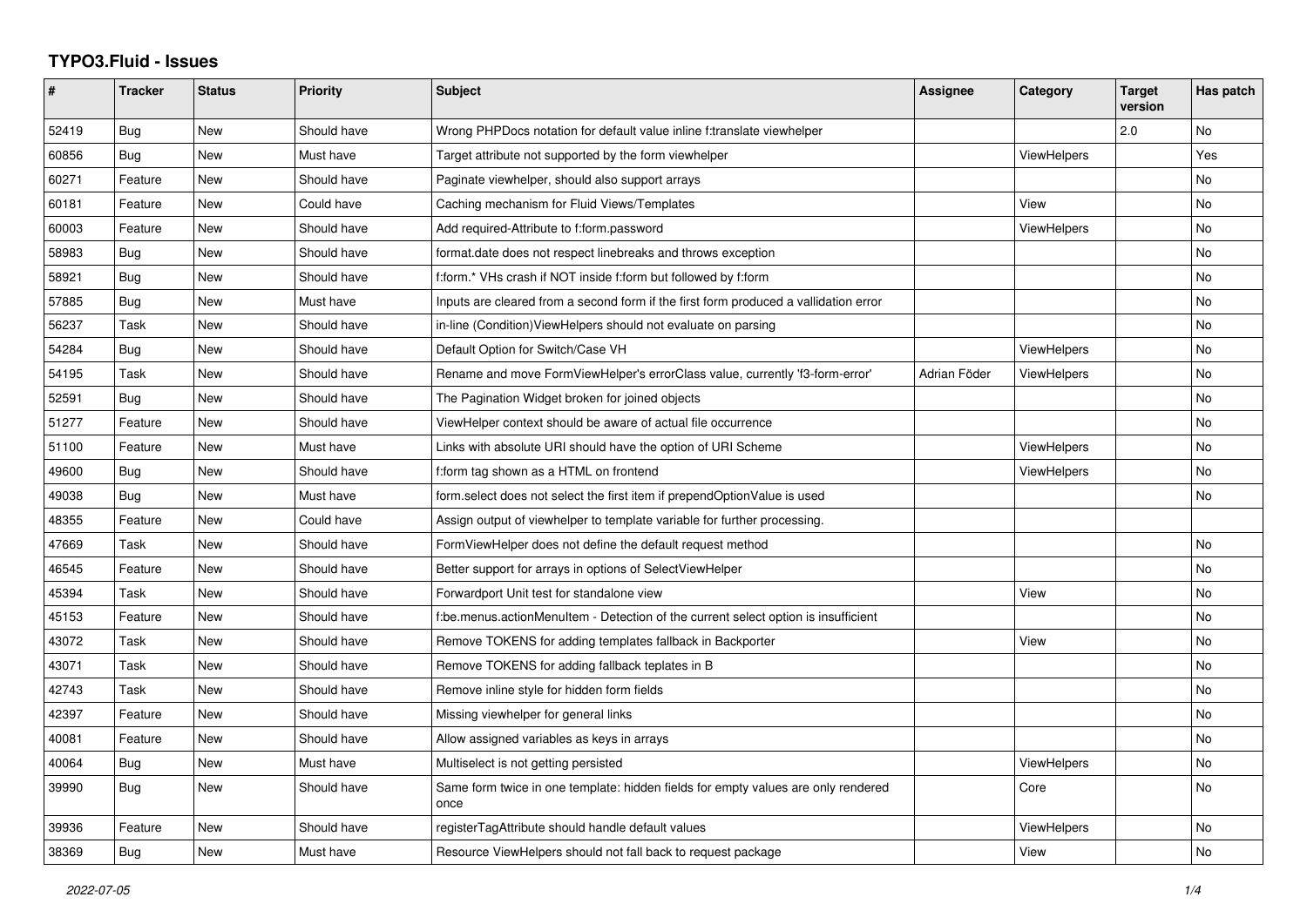# TYPO3.Fluid - Issues

| # | Tracker | Status | Priority | Subject | Assignee | Category | Target version | Has patch |
|---|---|---|---|---|---|---|---|---|
| 52419 | Bug | New | Should have | Wrong PHPDocs notation for default value inline f:translate viewhelper | | | 2.0 | No |
| 60856 | Bug | New | Must have | Target attribute not supported by the form viewhelper | | ViewHelpers | | Yes |
| 60271 | Feature | New | Should have | Paginate viewhelper, should also support arrays | | | | No |
| 60181 | Feature | New | Could have | Caching mechanism for Fluid Views/Templates | | View | | No |
| 60003 | Feature | New | Should have | Add required-Attribute to f:form.password | | ViewHelpers | | No |
| 58983 | Bug | New | Should have | format.date does not respect linebreaks and throws exception | | | | No |
| 58921 | Bug | New | Should have | f:form.* VHs crash if NOT inside f:form but followed by f:form | | | | No |
| 57885 | Bug | New | Must have | Inputs are cleared from a second form if the first form produced a vallidation error | | | | No |
| 56237 | Task | New | Should have | in-line (Condition)ViewHelpers should not evaluate on parsing | | | | No |
| 54284 | Bug | New | Should have | Default Option for Switch/Case VH | | ViewHelpers | | No |
| 54195 | Task | New | Should have | Rename and move FormViewHelper's errorClass value, currently 'f3-form-error' | Adrian Föder | ViewHelpers | | No |
| 52591 | Bug | New | Should have | The Pagination Widget broken for joined objects | | | | No |
| 51277 | Feature | New | Should have | ViewHelper context should be aware of actual file occurrence | | | | No |
| 51100 | Feature | New | Must have | Links with absolute URI should have the option of URI Scheme | | ViewHelpers | | No |
| 49600 | Bug | New | Should have | f:form tag shown as a HTML on frontend | | ViewHelpers | | No |
| 49038 | Bug | New | Must have | form.select does not select the first item if prependOptionValue is used | | | | No |
| 48355 | Feature | New | Could have | Assign output of viewhelper to template variable for further processing. | | | | |
| 47669 | Task | New | Should have | FormViewHelper does not define the default request method | | | | No |
| 46545 | Feature | New | Should have | Better support for arrays in options of SelectViewHelper | | | | No |
| 45394 | Task | New | Should have | Forwardport Unit test for standalone view | | View | | No |
| 45153 | Feature | New | Should have | f:be.menus.actionMenuItem - Detection of the current select option is insufficient | | | | No |
| 43072 | Task | New | Should have | Remove TOKENS for adding templates fallback in Backporter | | View | | No |
| 43071 | Task | New | Should have | Remove TOKENS for adding fallback teplates in B | | | | No |
| 42743 | Task | New | Should have | Remove inline style for hidden form fields | | | | No |
| 42397 | Feature | New | Should have | Missing viewhelper for general links | | | | No |
| 40081 | Feature | New | Should have | Allow assigned variables as keys in arrays | | | | No |
| 40064 | Bug | New | Must have | Multiselect is not getting persisted | | ViewHelpers | | No |
| 39990 | Bug | New | Should have | Same form twice in one template: hidden fields for empty values are only rendered once | | Core | | No |
| 39936 | Feature | New | Should have | registerTagAttribute should handle default values | | ViewHelpers | | No |
| 38369 | Bug | New | Must have | Resource ViewHelpers should not fall back to request package | | View | | No |

2022-07-05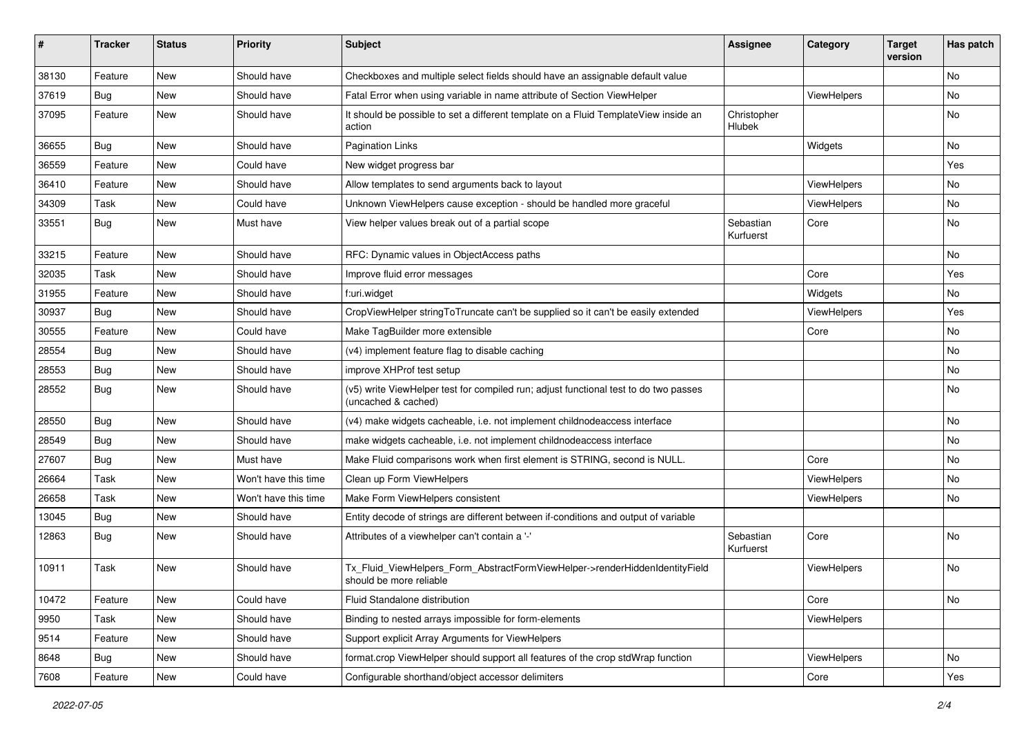| # | Tracker | Status | Priority | Subject | Assignee | Category | Target version | Has patch |
|---|---|---|---|---|---|---|---|---|
| 38130 | Feature | New | Should have | Checkboxes and multiple select fields should have an assignable default value | | | | No |
| 37619 | Bug | New | Should have | Fatal Error when using variable in name attribute of Section ViewHelper | | ViewHelpers | | No |
| 37095 | Feature | New | Should have | It should be possible to set a different template on a Fluid TemplateView inside an action | Christopher Hlubek | | | No |
| 36655 | Bug | New | Should have | Pagination Links | | Widgets | | No |
| 36559 | Feature | New | Could have | New widget progress bar | | | | Yes |
| 36410 | Feature | New | Should have | Allow templates to send arguments back to layout | | ViewHelpers | | No |
| 34309 | Task | New | Could have | Unknown ViewHelpers cause exception - should be handled more graceful | | ViewHelpers | | No |
| 33551 | Bug | New | Must have | View helper values break out of a partial scope | Sebastian Kurfuerst | Core | | No |
| 33215 | Feature | New | Should have | RFC: Dynamic values in ObjectAccess paths | | | | No |
| 32035 | Task | New | Should have | Improve fluid error messages | | Core | | Yes |
| 31955 | Feature | New | Should have | f:uri.widget | | Widgets | | No |
| 30937 | Bug | New | Should have | CropViewHelper stringToTruncate can't be supplied so it can't be easily extended | | ViewHelpers | | Yes |
| 30555 | Feature | New | Could have | Make TagBuilder more extensible | | Core | | No |
| 28554 | Bug | New | Should have | (v4) implement feature flag to disable caching | | | | No |
| 28553 | Bug | New | Should have | improve XHProf test setup | | | | No |
| 28552 | Bug | New | Should have | (v5) write ViewHelper test for compiled run; adjust functional test to do two passes (uncached & cached) | | | | No |
| 28550 | Bug | New | Should have | (v4) make widgets cacheable, i.e. not implement childnodeaccess interface | | | | No |
| 28549 | Bug | New | Should have | make widgets cacheable, i.e. not implement childnodeaccess interface | | | | No |
| 27607 | Bug | New | Must have | Make Fluid comparisons work when first element is STRING, second is NULL. | | Core | | No |
| 26664 | Task | New | Won't have this time | Clean up Form ViewHelpers | | ViewHelpers | | No |
| 26658 | Task | New | Won't have this time | Make Form ViewHelpers consistent | | ViewHelpers | | No |
| 13045 | Bug | New | Should have | Entity decode of strings are different between if-conditions and output of variable | | | | |
| 12863 | Bug | New | Should have | Attributes of a viewhelper can't contain a '-' | Sebastian Kurfuerst | Core | | No |
| 10911 | Task | New | Should have | Tx_Fluid_ViewHelpers_Form_AbstractFormViewHelper->renderHiddenIdentityField should be more reliable | | ViewHelpers | | No |
| 10472 | Feature | New | Could have | Fluid Standalone distribution | | Core | | No |
| 9950 | Task | New | Should have | Binding to nested arrays impossible for form-elements | | ViewHelpers | | |
| 9514 | Feature | New | Should have | Support explicit Array Arguments for ViewHelpers | | | | |
| 8648 | Bug | New | Should have | format.crop ViewHelper should support all features of the crop stdWrap function | | ViewHelpers | | No |
| 7608 | Feature | New | Could have | Configurable shorthand/object accessor delimiters | | Core | | Yes |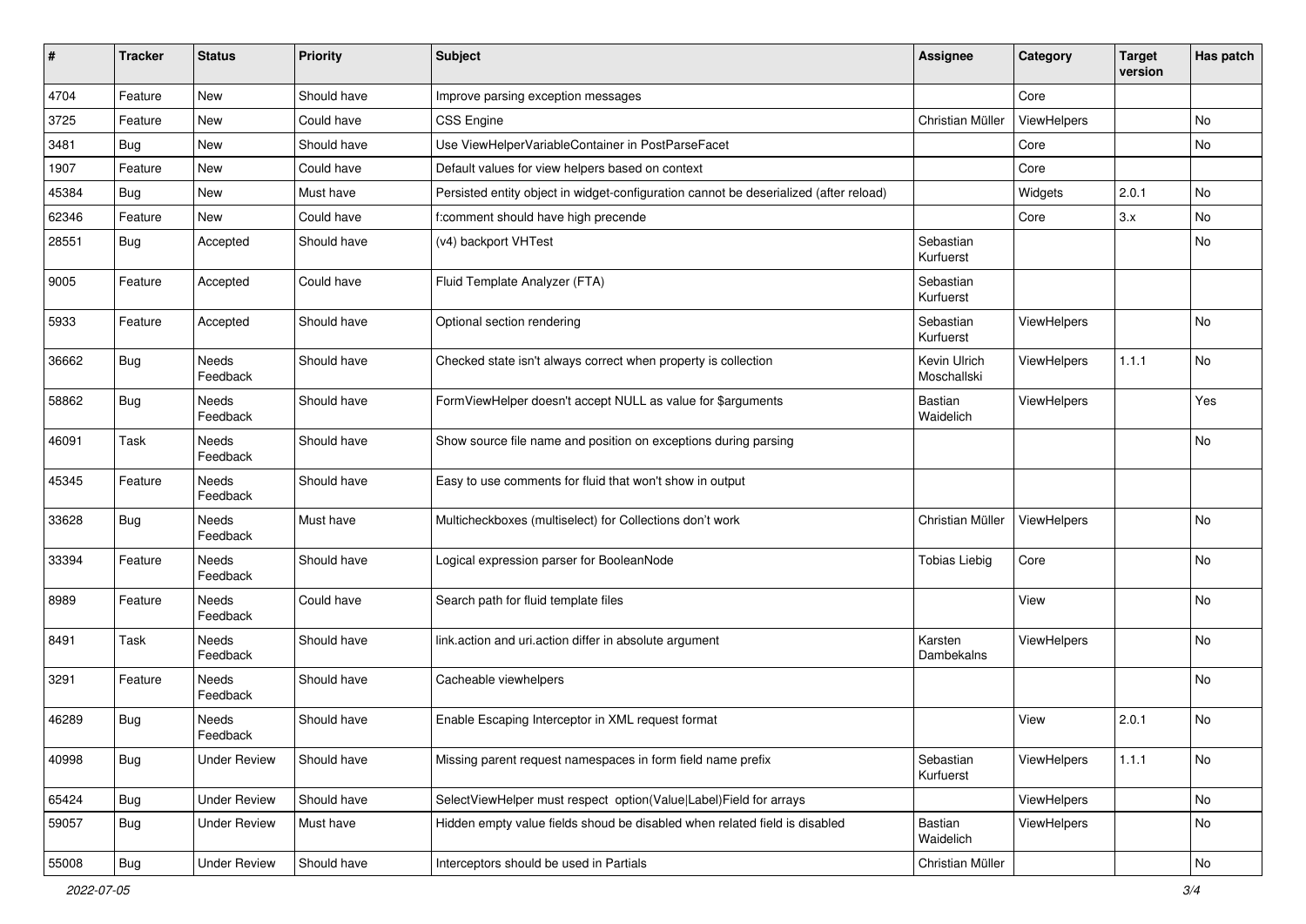| # | Tracker | Status | Priority | Subject | Assignee | Category | Target version | Has patch |
|---|---|---|---|---|---|---|---|---|
| 4704 | Feature | New | Should have | Improve parsing exception messages | | Core | | |
| 3725 | Feature | New | Could have | CSS Engine | Christian Müller | ViewHelpers | | No |
| 3481 | Bug | New | Should have | Use ViewHelperVariableContainer in PostParseFacet | | Core | | No |
| 1907 | Feature | New | Could have | Default values for view helpers based on context | | Core | | |
| 45384 | Bug | New | Must have | Persisted entity object in widget-configuration cannot be deserialized (after reload) | | Widgets | 2.0.1 | No |
| 62346 | Feature | New | Could have | f:comment should have high precende | | Core | 3.x | No |
| 28551 | Bug | Accepted | Should have | (v4) backport VHTest | Sebastian Kurfuerst | | | No |
| 9005 | Feature | Accepted | Could have | Fluid Template Analyzer (FTA) | Sebastian Kurfuerst | | | |
| 5933 | Feature | Accepted | Should have | Optional section rendering | Sebastian Kurfuerst | ViewHelpers | | No |
| 36662 | Bug | Needs Feedback | Should have | Checked state isn't always correct when property is collection | Kevin Ulrich Moschallski | ViewHelpers | 1.1.1 | No |
| 58862 | Bug | Needs Feedback | Should have | FormViewHelper doesn't accept NULL as value for $arguments | Bastian Waidelich | ViewHelpers | | Yes |
| 46091 | Task | Needs Feedback | Should have | Show source file name and position on exceptions during parsing | | | | No |
| 45345 | Feature | Needs Feedback | Should have | Easy to use comments for fluid that won't show in output | | | | |
| 33628 | Bug | Needs Feedback | Must have | Multicheckboxes (multiselect) for Collections don't work | Christian Müller | ViewHelpers | | No |
| 33394 | Feature | Needs Feedback | Should have | Logical expression parser for BooleanNode | Tobias Liebig | Core | | No |
| 8989 | Feature | Needs Feedback | Could have | Search path for fluid template files | | View | | No |
| 8491 | Task | Needs Feedback | Should have | link.action and uri.action differ in absolute argument | Karsten Dambekalns | ViewHelpers | | No |
| 3291 | Feature | Needs Feedback | Should have | Cacheable viewhelpers | | | | No |
| 46289 | Bug | Needs Feedback | Should have | Enable Escaping Interceptor in XML request format | | View | 2.0.1 | No |
| 40998 | Bug | Under Review | Should have | Missing parent request namespaces in form field name prefix | Sebastian Kurfuerst | ViewHelpers | 1.1.1 | No |
| 65424 | Bug | Under Review | Should have | SelectViewHelper must respect option(Value\|Label)Field for arrays | | ViewHelpers | | No |
| 59057 | Bug | Under Review | Must have | Hidden empty value fields shoud be disabled when related field is disabled | Bastian Waidelich | ViewHelpers | | No |
| 55008 | Bug | Under Review | Should have | Interceptors should be used in Partials | Christian Müller | | | No |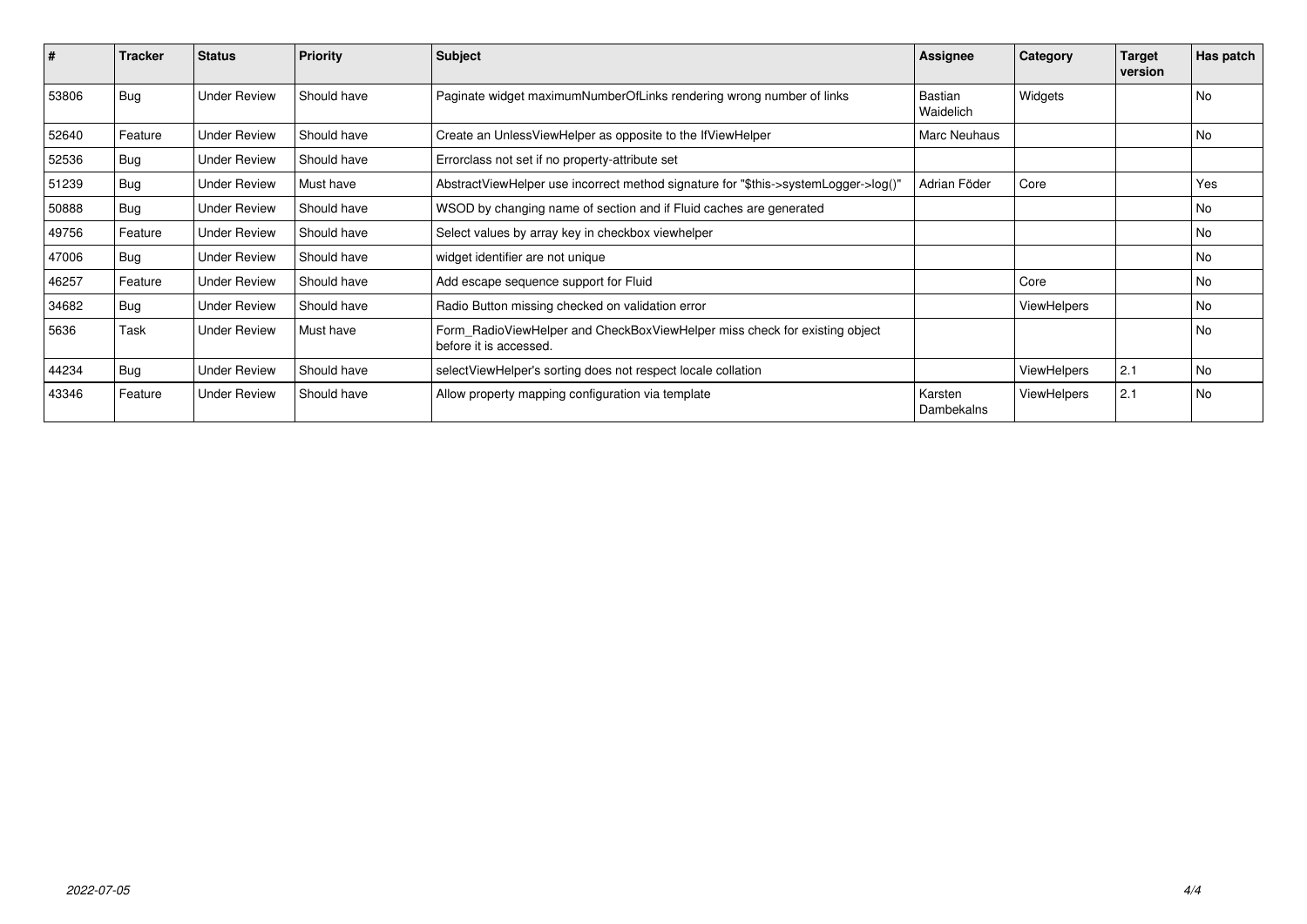| # | Tracker | Status | Priority | Subject | Assignee | Category | Target version | Has patch |
|---|---|---|---|---|---|---|---|---|
| 53806 | Bug | Under Review | Should have | Paginate widget maximumNumberOfLinks rendering wrong number of links | Bastian Waidelich | Widgets | | No |
| 52640 | Feature | Under Review | Should have | Create an UnlessViewHelper as opposite to the IfViewHelper | Marc Neuhaus | | | No |
| 52536 | Bug | Under Review | Should have | Errorclass not set if no property-attribute set | | | | |
| 51239 | Bug | Under Review | Must have | AbstractViewHelper use incorrect method signature for "$this->systemLogger->log()" | Adrian Föder | Core | | Yes |
| 50888 | Bug | Under Review | Should have | WSOD by changing name of section and if Fluid caches are generated | | | | No |
| 49756 | Feature | Under Review | Should have | Select values by array key in checkbox viewhelper | | | | No |
| 47006 | Bug | Under Review | Should have | widget identifier are not unique | | | | No |
| 46257 | Feature | Under Review | Should have | Add escape sequence support for Fluid | | Core | | No |
| 34682 | Bug | Under Review | Should have | Radio Button missing checked on validation error | | ViewHelpers | | No |
| 5636 | Task | Under Review | Must have | Form_RadioViewHelper and CheckBoxViewHelper miss check for existing object before it is accessed. | | | | No |
| 44234 | Bug | Under Review | Should have | selectViewHelper's sorting does not respect locale collation | | ViewHelpers | 2.1 | No |
| 43346 | Feature | Under Review | Should have | Allow property mapping configuration via template | Karsten Dambekalns | ViewHelpers | 2.1 | No |

*2022-07-05*